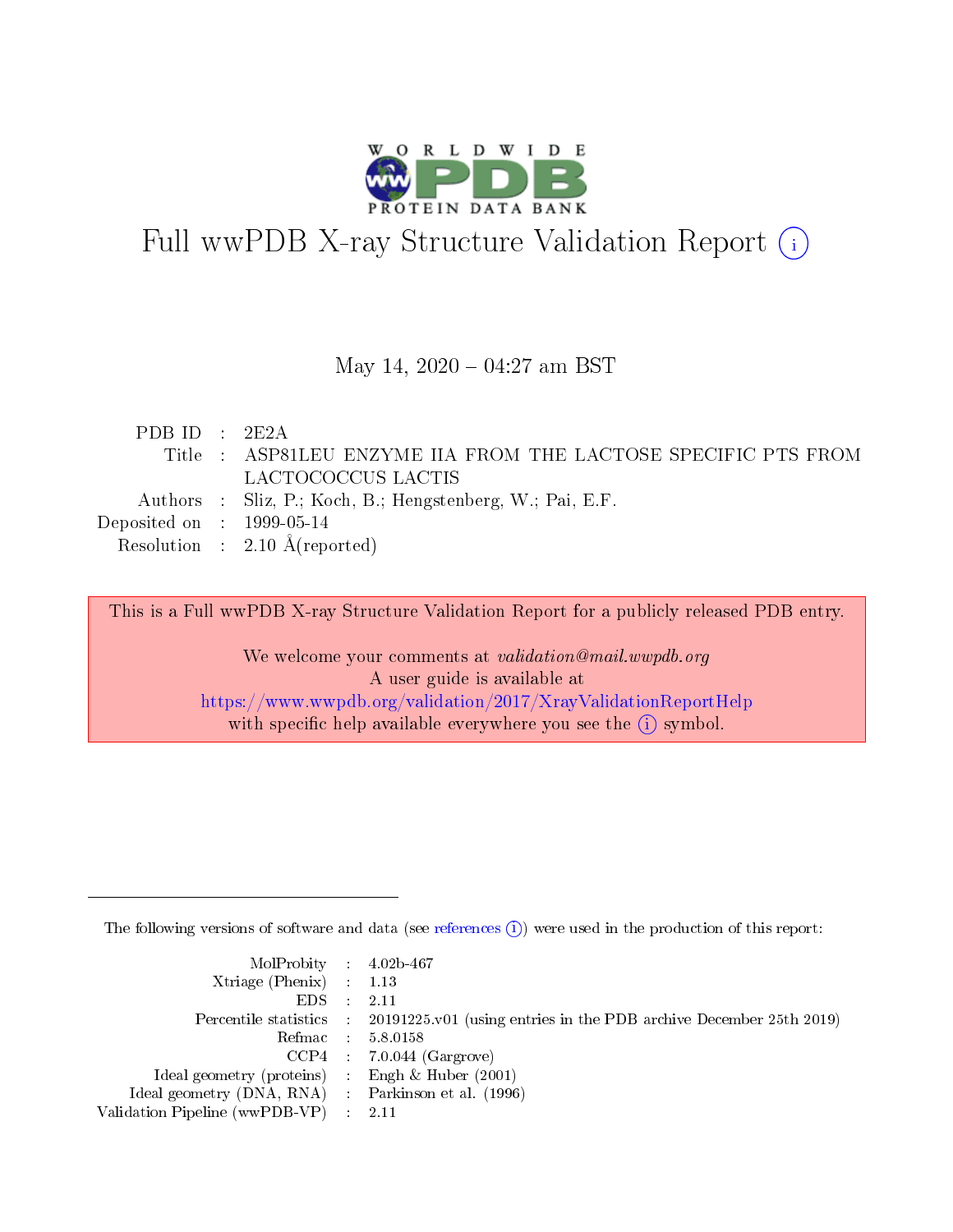# Full wwPDB X-ray Structure Validation Report (i)

May 14, 2020 – 04:27 am BST

| | | |
|---|---|---|
| PDB ID | : | 2E2A |
| Title | : | ASP81LEU ENZYME IIA FROM THE LACTOSE SPECIFIC PTS FROM LACTOCOCCUS LACTIS |
| Authors | : | Sliz, P.; Koch, B.; Hengstenberg, W.; Pai, E.F. |
| Deposited on | : | 1999-05-14 |
| Resolution | : | 2.10 Å(reported) |

This is a Full wwPDB X-ray Structure Validation Report for a publicly released PDB entry.

We welcome your comments at *validation@mail.wwpdb.org*
A user guide is available at
https://www.wwpdb.org/validation/2017/XrayValidationReportHelp
with specific help available everywhere you see the (i) symbol.

---

The following versions of software and data (see references (i)) were used in the production of this report:

| | | |
|---|---|---|
| MolProbity | : | 4.02b-467 |
| Xtriage (Phenix) | : | 1.13 |
| EDS | : | 2.11 |
| Percentile statistics | : | 20191225.v01 (using entries in the PDB archive December 25th 2019) |
| Refmac | : | 5.8.0158 |
| CCP4 | : | 7.0.044 (Gargrove) |
| Ideal geometry (proteins) | : | Engh & Huber (2001) |
| Ideal geometry (DNA, RNA) | : | Parkinson et al. (1996) |
| Validation Pipeline (wwPDB-VP) | : | 2.11 |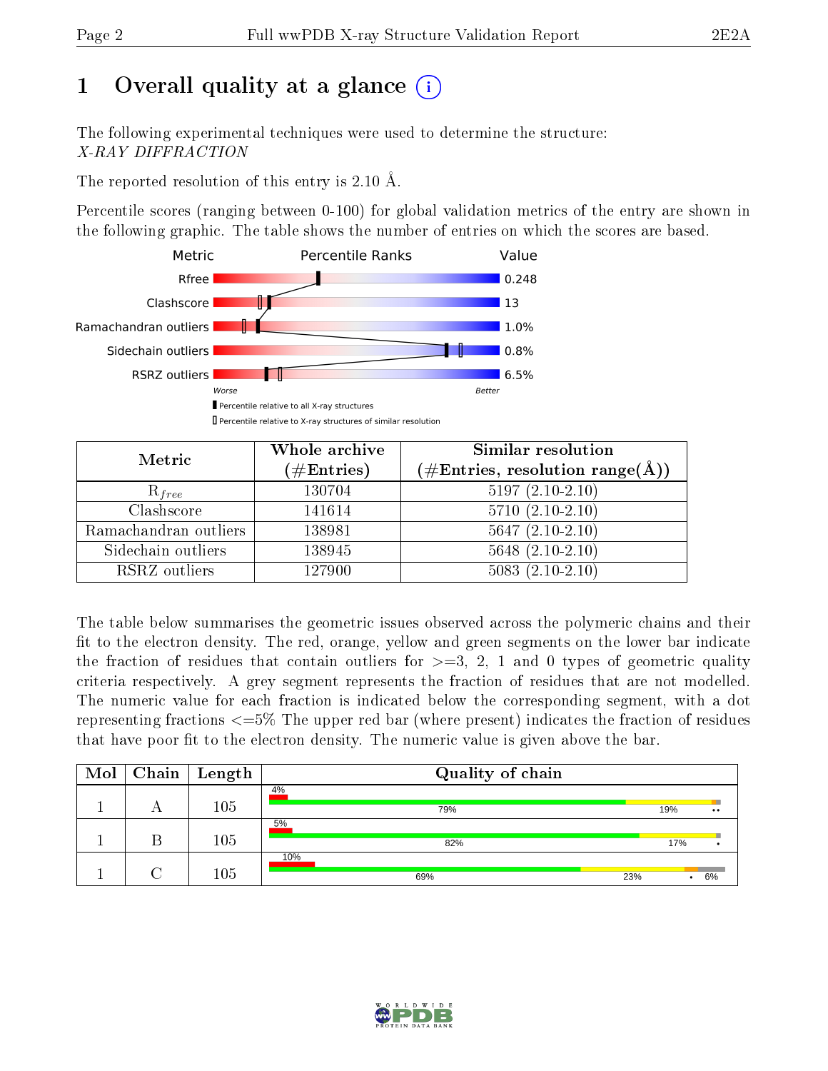# 1 Overall quality at a glance (i)

The following experimental techniques were used to determine the structure:
*X-RAY DIFFRACTION*

The reported resolution of this entry is 2.10 Å.

Percentile scores (ranging between 0-100) for global validation metrics of the entry are shown in the following graphic. The table shows the number of entries on which the scores are based.

| Metric | Value |
|---|---|
| Rfree | 0.248 |
| Clashscore | 13 |
| Ramachandran outliers | 1.0% |
| Sidechain outliers | 0.8% |
| RSRZ outliers | 6.5% |

Worse — Better

■ Percentile relative to all X-ray structures
□ Percentile relative to X-ray structures of similar resolution

| Metric | Whole archive (#Entries) | Similar resolution (#Entries, resolution range(Å)) |
|---|---|---|
| $R_{free}$ | 130704 | 5197 (2.10-2.10) |
| Clashscore | 141614 | 5710 (2.10-2.10) |
| Ramachandran outliers | 138981 | 5647 (2.10-2.10) |
| Sidechain outliers | 138945 | 5648 (2.10-2.10) |
| RSRZ outliers | 127900 | 5083 (2.10-2.10) |

The table below summarises the geometric issues observed across the polymeric chains and their fit to the electron density. The red, orange, yellow and green segments on the lower bar indicate the fraction of residues that contain outliers for >=3, 2, 1 and 0 types of geometric quality criteria respectively. A grey segment represents the fraction of residues that are not modelled. The numeric value for each fraction is indicated below the corresponding segment, with a dot representing fractions <=5% The upper red bar (where present) indicates the fraction of residues that have poor fit to the electron density. The numeric value is given above the bar.

| Mol | Chain | Length | Quality of chain |
|---|---|---|---|
| 1 | A | 105 | 4% / 79% · 19% · •• |
| 1 | B | 105 | 5% / 82% · 17% · • |
| 1 | C | 105 | 10% / 69% · 23% · • · 6% |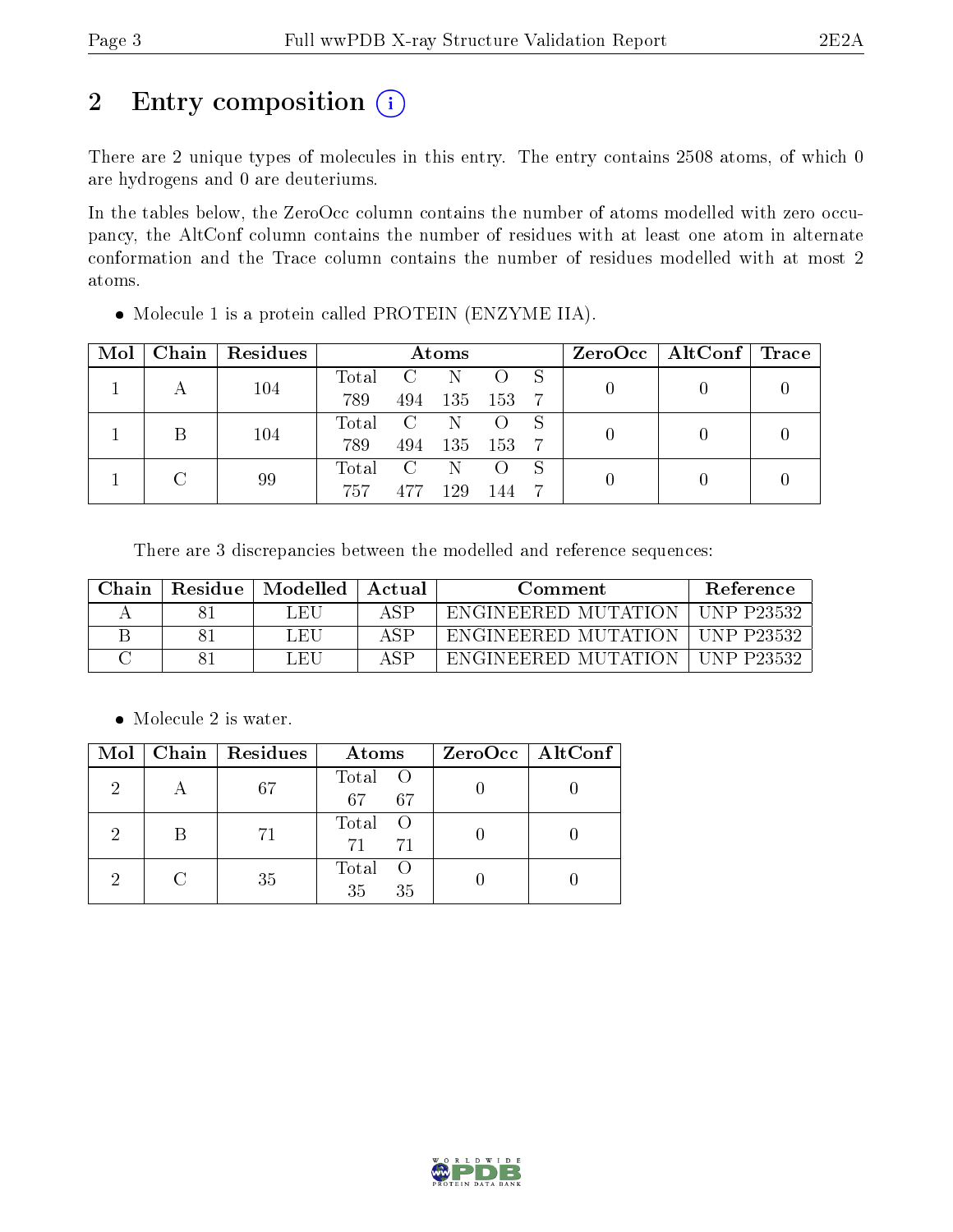# 2 Entry composition

There are 2 unique types of molecules in this entry. The entry contains 2508 atoms, of which 0 are hydrogens and 0 are deuteriums.

In the tables below, the ZeroOcc column contains the number of atoms modelled with zero occupancy, the AltConf column contains the number of residues with at least one atom in alternate conformation and the Trace column contains the number of residues modelled with at most 2 atoms.

- Molecule 1 is a protein called PROTEIN (ENZYME IIA).

| Mol | Chain | Residues | Atoms | | | | | ZeroOcc | AltConf | Trace |
|---|---|---|---|---|---|---|---|---|---|---|
| 1 | A | 104 | Total 789 | C 494 | N 135 | O 153 | S 7 | 0 | 0 | 0 |
| 1 | B | 104 | Total 789 | C 494 | N 135 | O 153 | S 7 | 0 | 0 | 0 |
| 1 | C | 99 | Total 757 | C 477 | N 129 | O 144 | S 7 | 0 | 0 | 0 |

There are 3 discrepancies between the modelled and reference sequences:

| Chain | Residue | Modelled | Actual | Comment | Reference |
|---|---|---|---|---|---|
| A | 81 | LEU | ASP | ENGINEERED MUTATION | UNP P23532 |
| B | 81 | LEU | ASP | ENGINEERED MUTATION | UNP P23532 |
| C | 81 | LEU | ASP | ENGINEERED MUTATION | UNP P23532 |

- Molecule 2 is water.

| Mol | Chain | Residues | Atoms | | ZeroOcc | AltConf |
|---|---|---|---|---|---|---|
| 2 | A | 67 | Total 67 | O 67 | 0 | 0 |
| 2 | B | 71 | Total 71 | O 71 | 0 | 0 |
| 2 | C | 35 | Total 35 | O 35 | 0 | 0 |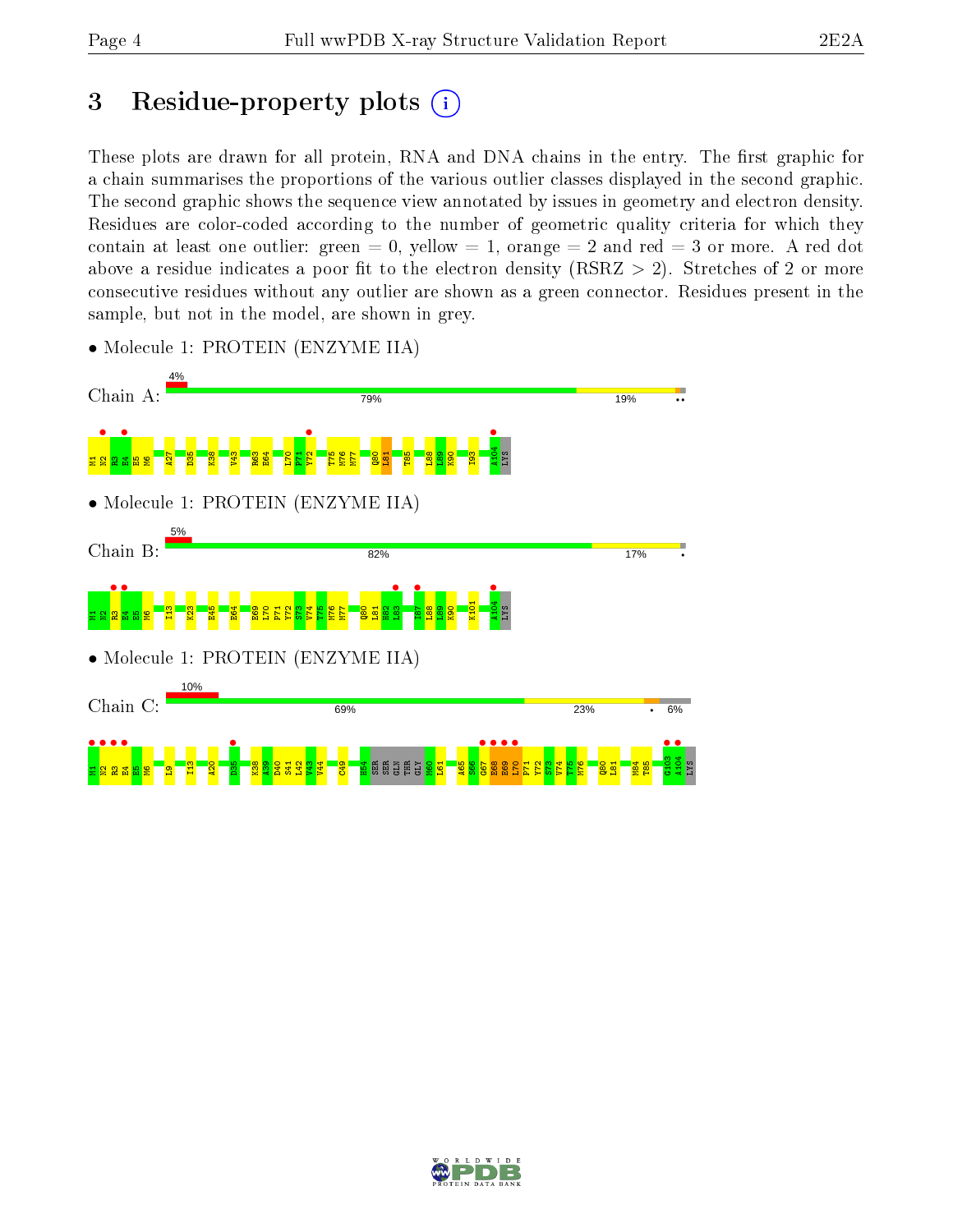# 3 Residue-property plots

These plots are drawn for all protein, RNA and DNA chains in the entry. The first graphic for a chain summarises the proportions of the various outlier classes displayed in the second graphic. The second graphic shows the sequence view annotated by issues in geometry and electron density. Residues are color-coded according to the number of geometric quality criteria for which they contain at least one outlier: green = 0, yellow = 1, orange = 2 and red = 3 or more. A red dot above a residue indicates a poor fit to the electron density (RSRZ > 2). Stretches of 2 or more consecutive residues without any outlier are shown as a green connector. Residues present in the sample, but not in the model, are shown in grey.

- Molecule 1: PROTEIN (ENZYME IIA)

Chain A: 4% | 79% | 19% | ••

M1 N2 R3 E4 E5 M6 A27 D35 K38 V43 R63 E64 L70 F71 Y72 T75 M76 M77 Q80 L81 T85 L88 L89 K90 I93 A104 LYS

- Molecule 1: PROTEIN (ENZYME IIA)

Chain B: 5% | 82% | 17% | •

M1 N2 R3 E4 E5 M6 I13 K23 E45 E64 R69 L70 F71 Y72 S73 V74 T75 M76 M77 Q80 L81 H82 L83 I87 L88 L89 K90 K101 A104 LYS

- Molecule 1: PROTEIN (ENZYME IIA)

Chain C: 10% | 69% | 23% | • | 6%

M1 N2 R3 E4 E5 M6 L9 I13 A20 D35 K38 A39 D40 S41 L42 V43 V44 C49 H54 SER SER GLN THR GLY M60 L61 A65 S66 G67 E68 R69 L70 F71 Y72 S73 V74 T75 M76 Q80 L81 M84 T85 G103 A104 LYS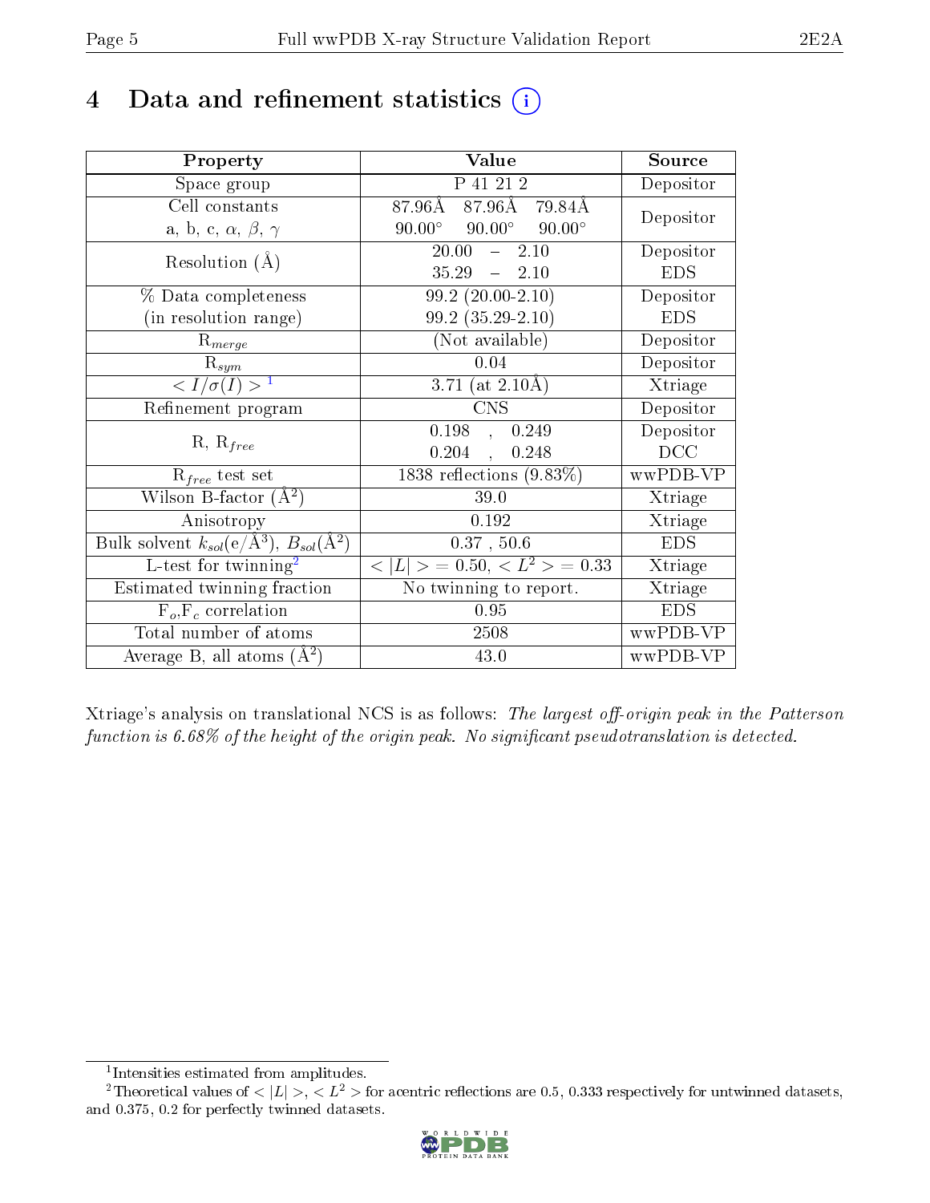# 4 Data and refinement statistics

| Property | Value | Source |
|---|---|---|
| Space group | P 41 21 2 | Depositor |
| Cell constants<br>a, b, c, $\alpha$, $\beta$, $\gamma$ | 87.96Å 87.96Å 79.84Å<br>90.00° 90.00° 90.00° | Depositor |
| Resolution (Å) | 20.00 – 2.10<br>35.29 – 2.10 | Depositor<br>EDS |
| % Data completeness<br>(in resolution range) | 99.2 (20.00-2.10)<br>99.2 (35.29-2.10) | Depositor<br>EDS |
| $R_{merge}$ | (Not available) | Depositor |
| $R_{sym}$ | 0.04 | Depositor |
| $< I/\sigma(I) >$ [1] | 3.71 (at 2.10Å) | Xtriage |
| Refinement program | CNS | Depositor |
| R, $R_{free}$ | 0.198 , 0.249<br>0.204 , 0.248 | Depositor<br>DCC |
| $R_{free}$ test set | 1838 reflections (9.83%) | wwPDB-VP |
| Wilson B-factor (Å$^2$) | 39.0 | Xtriage |
| Anisotropy | 0.192 | Xtriage |
| Bulk solvent $k_{sol}$(e/Å$^3$), $B_{sol}$(Å$^2$) | 0.37 , 50.6 | EDS |
| L-test for twinning[2] | $< \|L\| > = 0.50$, $< L^2 > = 0.33$ | Xtriage |
| Estimated twinning fraction | No twinning to report. | Xtriage |
| $F_o$,$F_c$ correlation | 0.95 | EDS |
| Total number of atoms | 2508 | wwPDB-VP |
| Average B, all atoms (Å$^2$) | 43.0 | wwPDB-VP |

Xtriage's analysis on translational NCS is as follows: *The largest off-origin peak in the Patterson function is 6.68% of the height of the origin peak. No significant pseudotranslation is detected.*

[1] Intensities estimated from amplitudes.

[2] Theoretical values of $< |L| >$, $< L^2 >$ for acentric reflections are 0.5, 0.333 respectively for untwinned datasets, and 0.375, 0.2 for perfectly twinned datasets.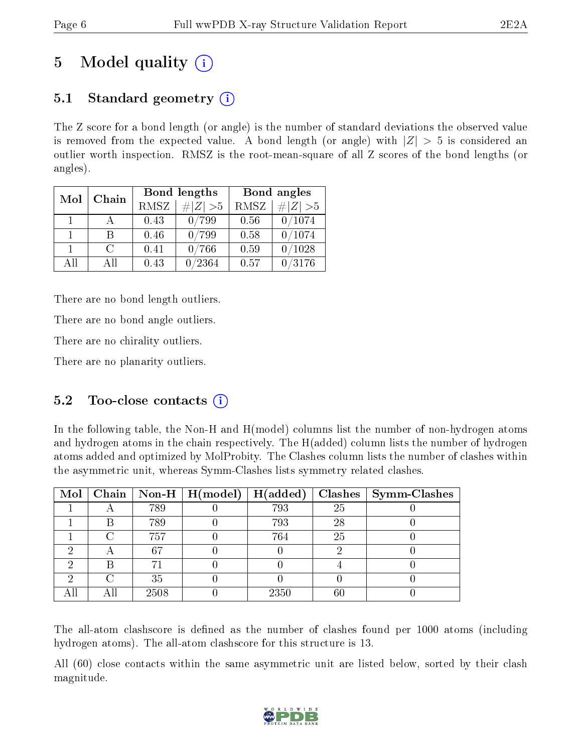# 5 Model quality

## 5.1 Standard geometry

The Z score for a bond length (or angle) is the number of standard deviations the observed value is removed from the expected value. A bond length (or angle) with $|Z| > 5$ is considered an outlier worth inspection. RMSZ is the root-mean-square of all Z scores of the bond lengths (or angles).

| Mol | Chain | Bond lengths | | Bond angles | |
|---|---|---|---|---|---|
| | | RMSZ | #$|Z|$ >5 | RMSZ | #$|Z|$ >5 |
| 1 | A | 0.43 | 0/799 | 0.56 | 0/1074 |
| 1 | B | 0.46 | 0/799 | 0.58 | 0/1074 |
| 1 | C | 0.41 | 0/766 | 0.59 | 0/1028 |
| All | All | 0.43 | 0/2364 | 0.57 | 0/3176 |

There are no bond length outliers.

There are no bond angle outliers.

There are no chirality outliers.

There are no planarity outliers.

## 5.2 Too-close contacts

In the following table, the Non-H and H(model) columns list the number of non-hydrogen atoms and hydrogen atoms in the chain respectively. The H(added) column lists the number of hydrogen atoms added and optimized by MolProbity. The Clashes column lists the number of clashes within the asymmetric unit, whereas Symm-Clashes lists symmetry related clashes.

| Mol | Chain | Non-H | H(model) | H(added) | Clashes | Symm-Clashes |
|---|---|---|---|---|---|---|
| 1 | A | 789 | 0 | 793 | 25 | 0 |
| 1 | B | 789 | 0 | 793 | 28 | 0 |
| 1 | C | 757 | 0 | 764 | 25 | 0 |
| 2 | A | 67 | 0 | 0 | 2 | 0 |
| 2 | B | 71 | 0 | 0 | 4 | 0 |
| 2 | C | 35 | 0 | 0 | 0 | 0 |
| All | All | 2508 | 0 | 2350 | 60 | 0 |

The all-atom clashscore is defined as the number of clashes found per 1000 atoms (including hydrogen atoms). The all-atom clashscore for this structure is 13.

All (60) close contacts within the same asymmetric unit are listed below, sorted by their clash magnitude.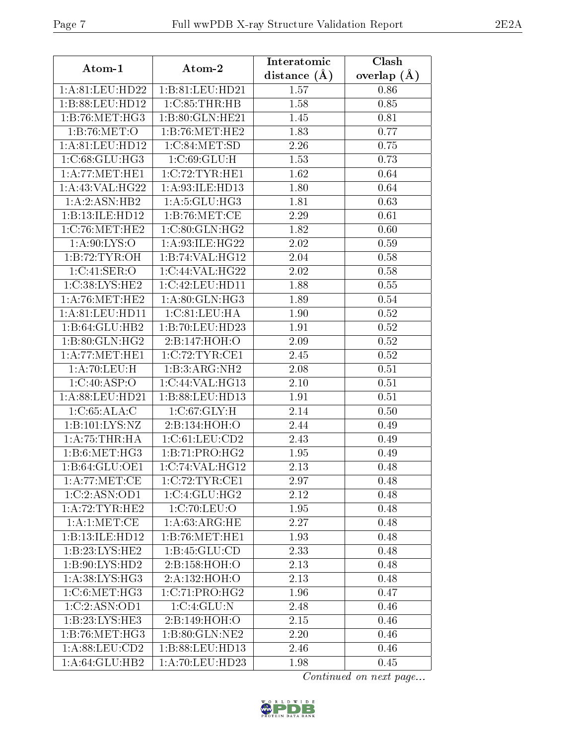| Atom-1 | Atom-2 | Interatomic distance (Å) | Clash overlap (Å) |
|---|---|---|---|
| 1:A:81:LEU:HD22 | 1:B:81:LEU:HD21 | 1.57 | 0.86 |
| 1:B:88:LEU:HD12 | 1:C:85:THR:HB | 1.58 | 0.85 |
| 1:B:76:MET:HG3 | 1:B:80:GLN:HE21 | 1.45 | 0.81 |
| 1:B:76:MET:O | 1:B:76:MET:HE2 | 1.83 | 0.77 |
| 1:A:81:LEU:HD12 | 1:C:84:MET:SD | 2.26 | 0.75 |
| 1:C:68:GLU:HG3 | 1:C:69:GLU:H | 1.53 | 0.73 |
| 1:A:77:MET:HE1 | 1:C:72:TYR:HE1 | 1.62 | 0.64 |
| 1:A:43:VAL:HG22 | 1:A:93:ILE:HD13 | 1.80 | 0.64 |
| 1:A:2:ASN:HB2 | 1:A:5:GLU:HG3 | 1.81 | 0.63 |
| 1:B:13:ILE:HD12 | 1:B:76:MET:CE | 2.29 | 0.61 |
| 1:C:76:MET:HE2 | 1:C:80:GLN:HG2 | 1.82 | 0.60 |
| 1:A:90:LYS:O | 1:A:93:ILE:HG22 | 2.02 | 0.59 |
| 1:B:72:TYR:OH | 1:B:74:VAL:HG12 | 2.04 | 0.58 |
| 1:C:41:SER:O | 1:C:44:VAL:HG22 | 2.02 | 0.58 |
| 1:C:38:LYS:HE2 | 1:C:42:LEU:HD11 | 1.88 | 0.55 |
| 1:A:76:MET:HE2 | 1:A:80:GLN:HG3 | 1.89 | 0.54 |
| 1:A:81:LEU:HD11 | 1:C:81:LEU:HA | 1.90 | 0.52 |
| 1:B:64:GLU:HB2 | 1:B:70:LEU:HD23 | 1.91 | 0.52 |
| 1:B:80:GLN:HG2 | 2:B:147:HOH:O | 2.09 | 0.52 |
| 1:A:77:MET:HE1 | 1:C:72:TYR:CE1 | 2.45 | 0.52 |
| 1:A:70:LEU:H | 1:B:3:ARG:NH2 | 2.08 | 0.51 |
| 1:C:40:ASP:O | 1:C:44:VAL:HG13 | 2.10 | 0.51 |
| 1:A:88:LEU:HD21 | 1:B:88:LEU:HD13 | 1.91 | 0.51 |
| 1:C:65:ALA:C | 1:C:67:GLY:H | 2.14 | 0.50 |
| 1:B:101:LYS:NZ | 2:B:134:HOH:O | 2.44 | 0.49 |
| 1:A:75:THR:HA | 1:C:61:LEU:CD2 | 2.43 | 0.49 |
| 1:B:6:MET:HG3 | 1:B:71:PRO:HG2 | 1.95 | 0.49 |
| 1:B:64:GLU:OE1 | 1:C:74:VAL:HG12 | 2.13 | 0.48 |
| 1:A:77:MET:CE | 1:C:72:TYR:CE1 | 2.97 | 0.48 |
| 1:C:2:ASN:OD1 | 1:C:4:GLU:HG2 | 2.12 | 0.48 |
| 1:A:72:TYR:HE2 | 1:C:70:LEU:O | 1.95 | 0.48 |
| 1:A:1:MET:CE | 1:A:63:ARG:HE | 2.27 | 0.48 |
| 1:B:13:ILE:HD12 | 1:B:76:MET:HE1 | 1.93 | 0.48 |
| 1:B:23:LYS:HE2 | 1:B:45:GLU:CD | 2.33 | 0.48 |
| 1:B:90:LYS:HD2 | 2:B:158:HOH:O | 2.13 | 0.48 |
| 1:A:38:LYS:HG3 | 2:A:132:HOH:O | 2.13 | 0.48 |
| 1:C:6:MET:HG3 | 1:C:71:PRO:HG2 | 1.96 | 0.47 |
| 1:C:2:ASN:OD1 | 1:C:4:GLU:N | 2.48 | 0.46 |
| 1:B:23:LYS:HE3 | 2:B:149:HOH:O | 2.15 | 0.46 |
| 1:B:76:MET:HG3 | 1:B:80:GLN:NE2 | 2.20 | 0.46 |
| 1:A:88:LEU:CD2 | 1:B:88:LEU:HD13 | 2.46 | 0.46 |
| 1:A:64:GLU:HB2 | 1:A:70:LEU:HD23 | 1.98 | 0.45 |

*Continued on next page...*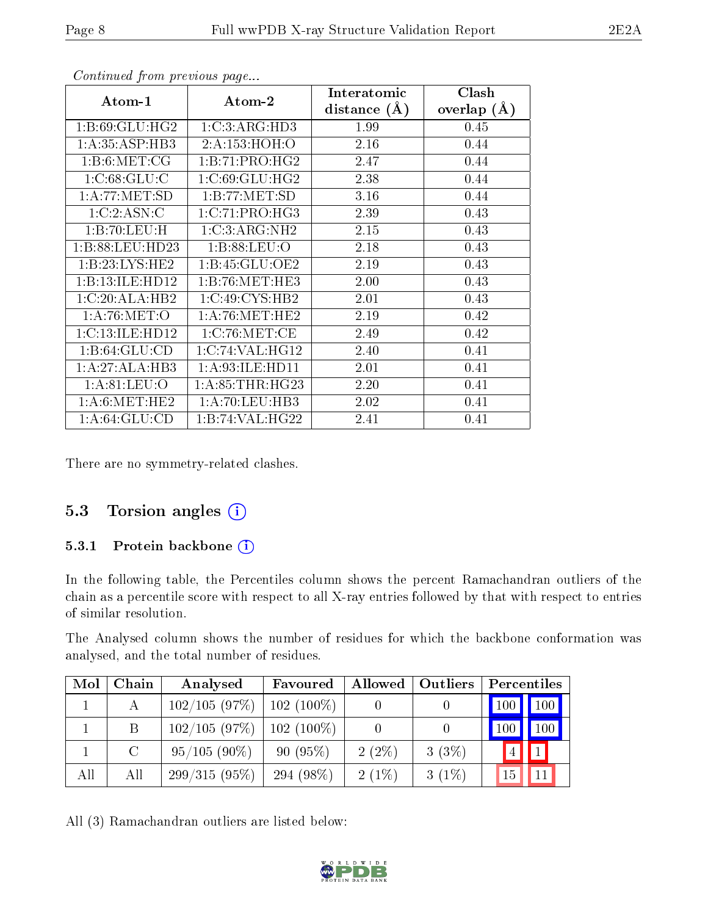*Continued from previous page...*

| Atom-1 | Atom-2 | Interatomic distance (Å) | Clash overlap (Å) |
|---|---|---|---|
| 1:B:69:GLU:HG2 | 1:C:3:ARG:HD3 | 1.99 | 0.45 |
| 1:A:35:ASP:HB3 | 2:A:153:HOH:O | 2.16 | 0.44 |
| 1:B:6:MET:CG | 1:B:71:PRO:HG2 | 2.47 | 0.44 |
| 1:C:68:GLU:C | 1:C:69:GLU:HG2 | 2.38 | 0.44 |
| 1:A:77:MET:SD | 1:B:77:MET:SD | 3.16 | 0.44 |
| 1:C:2:ASN:C | 1:C:71:PRO:HG3 | 2.39 | 0.43 |
| 1:B:70:LEU:H | 1:C:3:ARG:NH2 | 2.15 | 0.43 |
| 1:B:88:LEU:HD23 | 1:B:88:LEU:O | 2.18 | 0.43 |
| 1:B:23:LYS:HE2 | 1:B:45:GLU:OE2 | 2.19 | 0.43 |
| 1:B:13:ILE:HD12 | 1:B:76:MET:HE3 | 2.00 | 0.43 |
| 1:C:20:ALA:HB2 | 1:C:49:CYS:HB2 | 2.01 | 0.43 |
| 1:A:76:MET:O | 1:A:76:MET:HE2 | 2.19 | 0.42 |
| 1:C:13:ILE:HD12 | 1:C:76:MET:CE | 2.49 | 0.42 |
| 1:B:64:GLU:CD | 1:C:74:VAL:HG12 | 2.40 | 0.41 |
| 1:A:27:ALA:HB3 | 1:A:93:ILE:HD11 | 2.01 | 0.41 |
| 1:A:81:LEU:O | 1:A:85:THR:HG23 | 2.20 | 0.41 |
| 1:A:6:MET:HE2 | 1:A:70:LEU:HB3 | 2.02 | 0.41 |
| 1:A:64:GLU:CD | 1:B:74:VAL:HG22 | 2.41 | 0.41 |

There are no symmetry-related clashes.

## 5.3 Torsion angles

### 5.3.1 Protein backbone

In the following table, the Percentiles column shows the percent Ramachandran outliers of the chain as a percentile score with respect to all X-ray entries followed by that with respect to entries of similar resolution.

The Analysed column shows the number of residues for which the backbone conformation was analysed, and the total number of residues.

| Mol | Chain | Analysed | Favoured | Allowed | Outliers | Percentiles | |
|---|---|---|---|---|---|---|---|
| 1 | A | 102/105 (97%) | 102 (100%) | 0 | 0 | 100 | 100 |
| 1 | B | 102/105 (97%) | 102 (100%) | 0 | 0 | 100 | 100 |
| 1 | C | 95/105 (90%) | 90 (95%) | 2 (2%) | 3 (3%) | 4 | 1 |
| All | All | 299/315 (95%) | 294 (98%) | 2 (1%) | 3 (1%) | 15 | 11 |

All (3) Ramachandran outliers are listed below: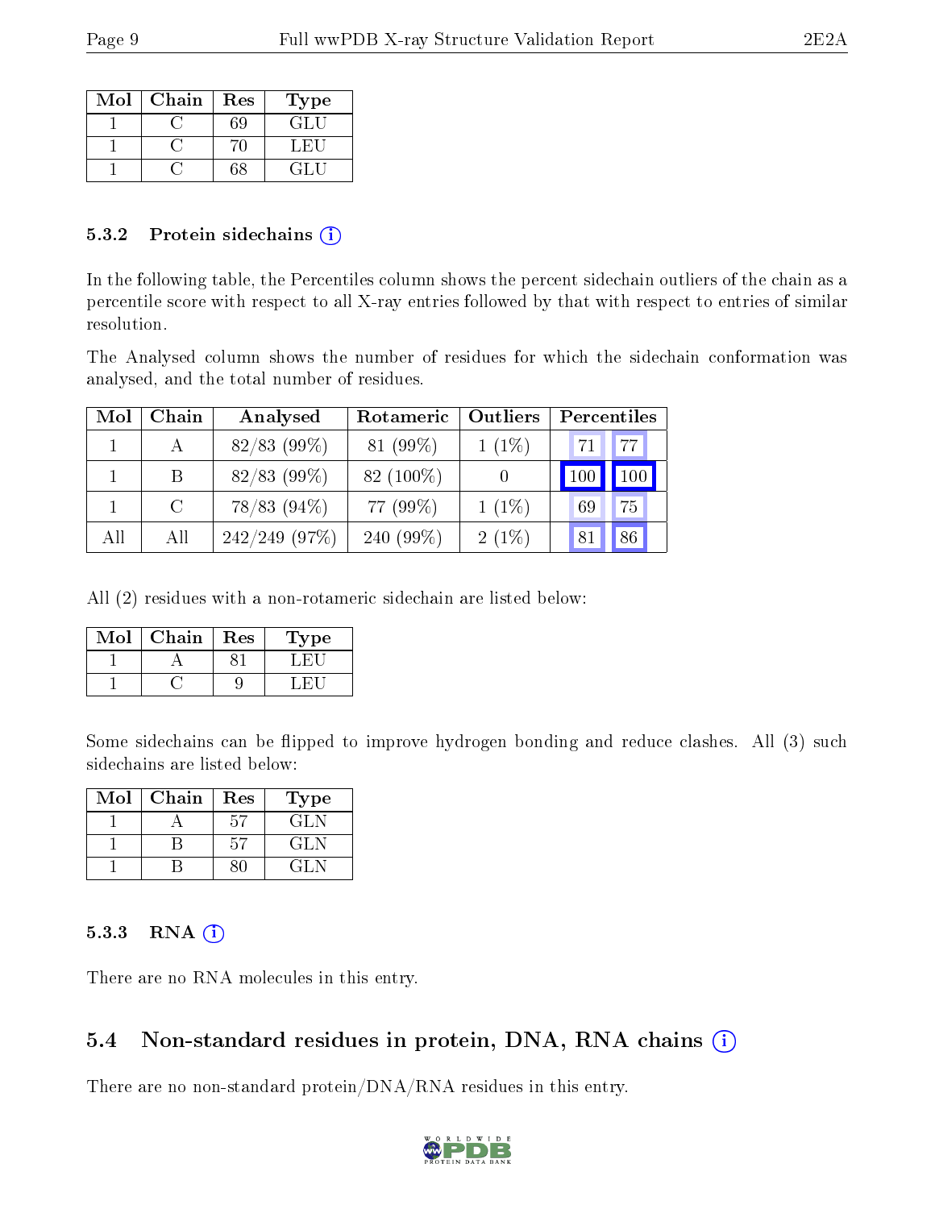| Mol | Chain | Res | Type |
|---|---|---|---|
| 1 | C | 69 | GLU |
| 1 | C | 70 | LEU |
| 1 | C | 68 | GLU |

### 5.3.2 Protein sidechains

In the following table, the Percentiles column shows the percent sidechain outliers of the chain as a percentile score with respect to all X-ray entries followed by that with respect to entries of similar resolution.

The Analysed column shows the number of residues for which the sidechain conformation was analysed, and the total number of residues.

| Mol | Chain | Analysed | Rotameric | Outliers | Percentiles | |
|---|---|---|---|---|---|---|
| 1 | A | 82/83 (99%) | 81 (99%) | 1 (1%) | 71 | 77 |
| 1 | B | 82/83 (99%) | 82 (100%) | 0 | 100 | 100 |
| 1 | C | 78/83 (94%) | 77 (99%) | 1 (1%) | 69 | 75 |
| All | All | 242/249 (97%) | 240 (99%) | 2 (1%) | 81 | 86 |

All (2) residues with a non-rotameric sidechain are listed below:

| Mol | Chain | Res | Type |
|---|---|---|---|
| 1 | A | 81 | LEU |
| 1 | C | 9 | LEU |

Some sidechains can be flipped to improve hydrogen bonding and reduce clashes. All (3) such sidechains are listed below:

| Mol | Chain | Res | Type |
|---|---|---|---|
| 1 | A | 57 | GLN |
| 1 | B | 57 | GLN |
| 1 | B | 80 | GLN |

### 5.3.3 RNA

There are no RNA molecules in this entry.

## 5.4 Non-standard residues in protein, DNA, RNA chains

There are no non-standard protein/DNA/RNA residues in this entry.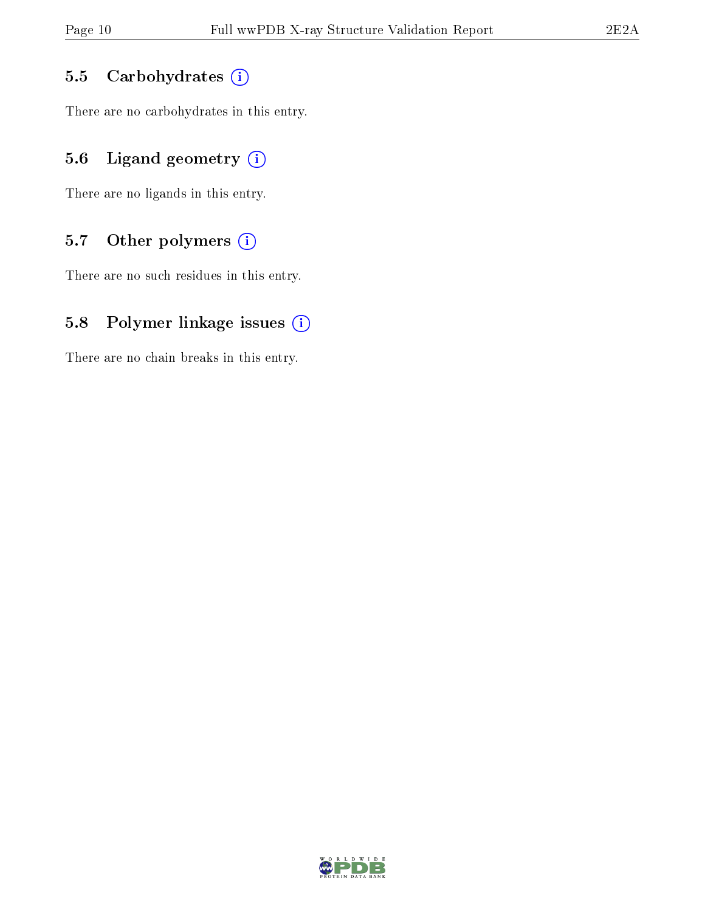### 5.5 Carbohydrates

There are no carbohydrates in this entry.

### 5.6 Ligand geometry

There are no ligands in this entry.

### 5.7 Other polymers

There are no such residues in this entry.

### 5.8 Polymer linkage issues

There are no chain breaks in this entry.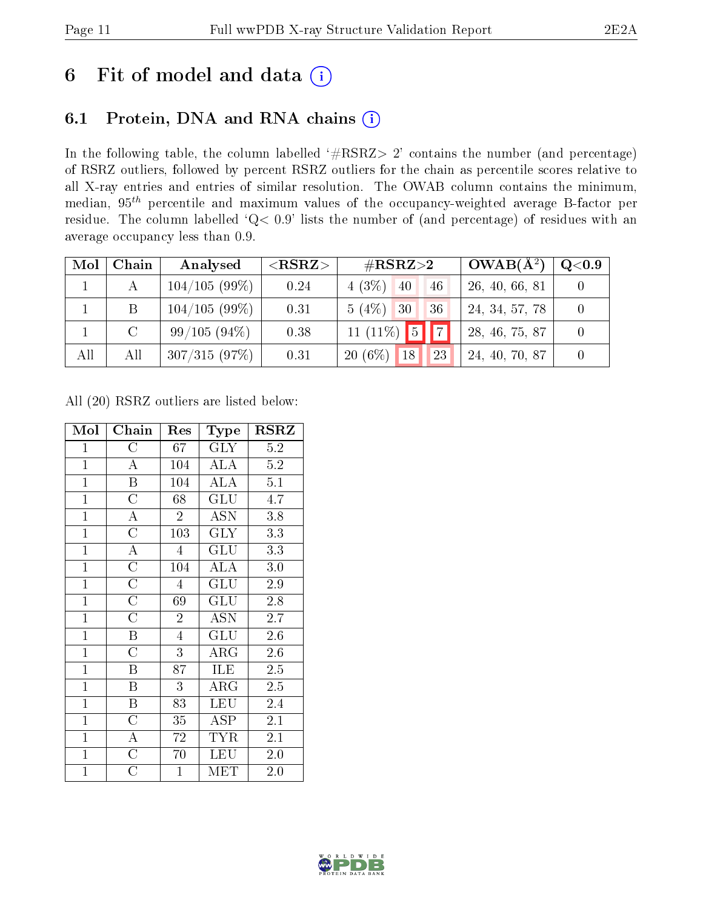# 6 Fit of model and data (i)

## 6.1 Protein, DNA and RNA chains (i)

In the following table, the column labelled '#RSRZ> 2' contains the number (and percentage) of RSRZ outliers, followed by percent RSRZ outliers for the chain as percentile scores relative to all X-ray entries and entries of similar resolution. The OWAB column contains the minimum, median, $95^{th}$ percentile and maximum values of the occupancy-weighted average B-factor per residue. The column labelled 'Q< 0.9' lists the number of (and percentage) of residues with an average occupancy less than 0.9.

| Mol | Chain | Analysed | <RSRZ> | #RSRZ>2 | | | OWAB(Å$^2$) | Q<0.9 |
|---|---|---|---|---|---|---|---|---|
| 1 | A | 104/105 (99%) | 0.24 | 4 (3%) | 40 | 46 | 26, 40, 66, 81 | 0 |
| 1 | B | 104/105 (99%) | 0.31 | 5 (4%) | 30 | 36 | 24, 34, 57, 78 | 0 |
| 1 | C | 99/105 (94%) | 0.38 | 11 (11%) | 5 | 7 | 28, 46, 75, 87 | 0 |
| All | All | 307/315 (97%) | 0.31 | 20 (6%) | 18 | 23 | 24, 40, 70, 87 | 0 |

All (20) RSRZ outliers are listed below:

| Mol | Chain | Res | Type | RSRZ |
|---|---|---|---|---|
| 1 | C | 67 | GLY | 5.2 |
| 1 | A | 104 | ALA | 5.2 |
| 1 | B | 104 | ALA | 5.1 |
| 1 | C | 68 | GLU | 4.7 |
| 1 | A | 2 | ASN | 3.8 |
| 1 | C | 103 | GLY | 3.3 |
| 1 | A | 4 | GLU | 3.3 |
| 1 | C | 104 | ALA | 3.0 |
| 1 | C | 4 | GLU | 2.9 |
| 1 | C | 69 | GLU | 2.8 |
| 1 | C | 2 | ASN | 2.7 |
| 1 | B | 4 | GLU | 2.6 |
| 1 | C | 3 | ARG | 2.6 |
| 1 | B | 87 | ILE | 2.5 |
| 1 | B | 3 | ARG | 2.5 |
| 1 | B | 83 | LEU | 2.4 |
| 1 | C | 35 | ASP | 2.1 |
| 1 | A | 72 | TYR | 2.1 |
| 1 | C | 70 | LEU | 2.0 |
| 1 | C | 1 | MET | 2.0 |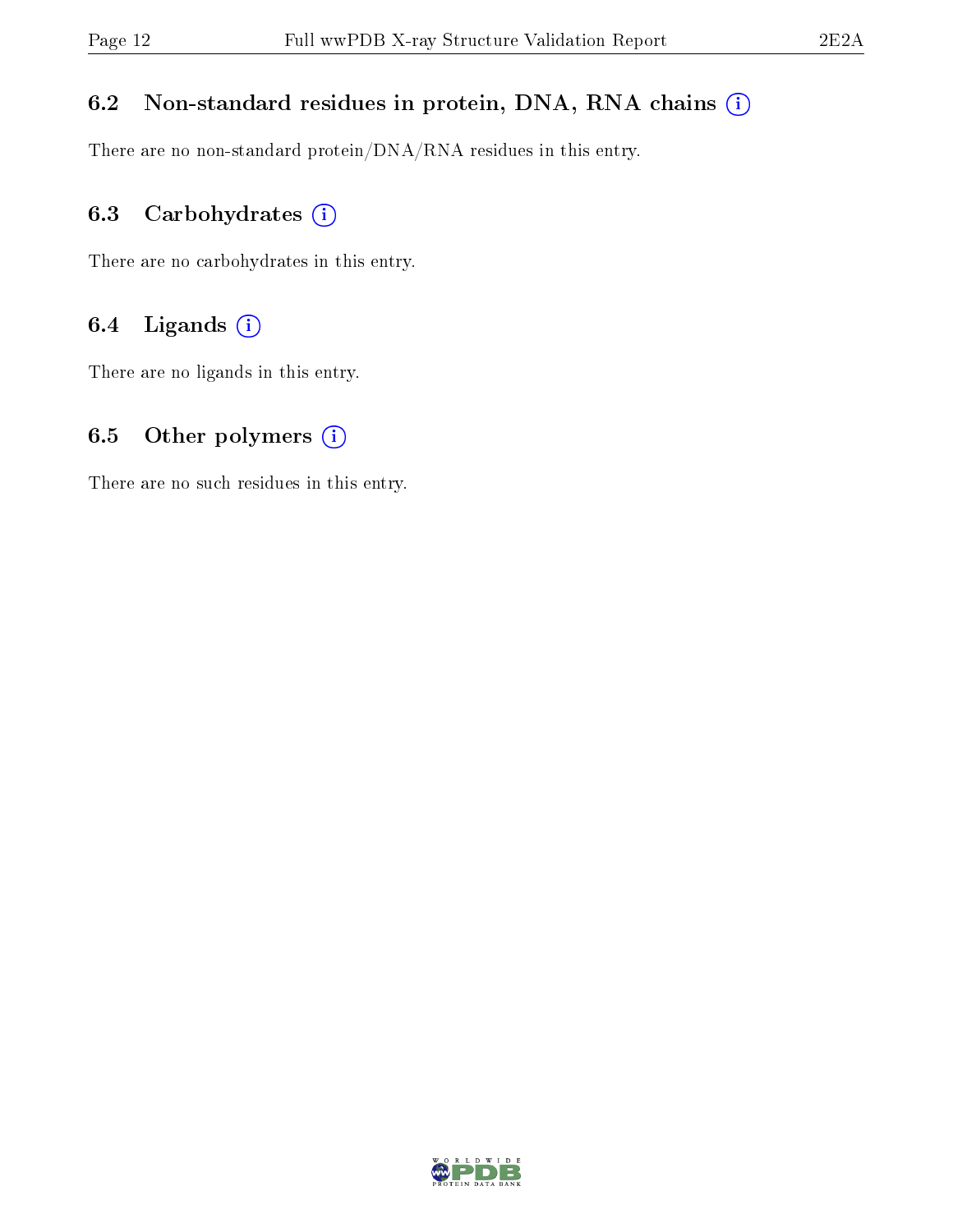### 6.2 Non-standard residues in protein, DNA, RNA chains

There are no non-standard protein/DNA/RNA residues in this entry.

### 6.3 Carbohydrates

There are no carbohydrates in this entry.

### 6.4 Ligands

There are no ligands in this entry.

### 6.5 Other polymers

There are no such residues in this entry.